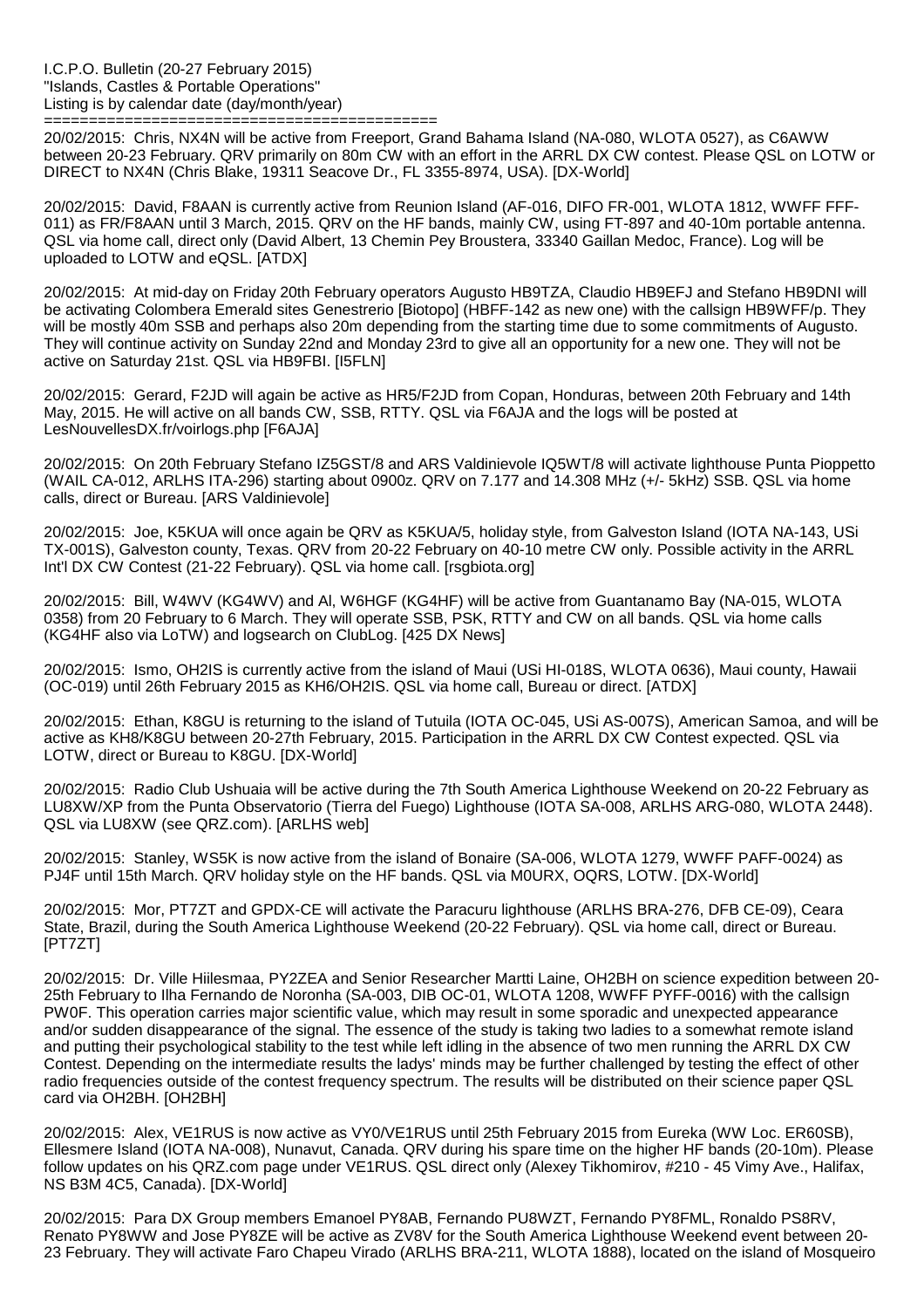I.C.P.O. Bulletin (20-27 February 2015)
"Islands, Castles & Portable Operations"
Listing is by calendar date (day/month/year)
============================================

20/02/2015: Chris, NX4N will be active from Freeport, Grand Bahama Island (NA-080, WLOTA 0527), as C6AWW between 20-23 February. QRV primarily on 80m CW with an effort in the ARRL DX CW contest. Please QSL on LOTW or DIRECT to NX4N (Chris Blake, 19311 Seacove Dr., FL 3355-8974, USA). [DX-World]

20/02/2015: David, F8AAN is currently active from Reunion Island (AF-016, DIFO FR-001, WLOTA 1812, WWFF FFF-011) as FR/F8AAN until 3 March, 2015. QRV on the HF bands, mainly CW, using FT-897 and 40-10m portable antenna. QSL via home call, direct only (David Albert, 13 Chemin Pey Broustera, 33340 Gaillan Medoc, France). Log will be uploaded to LOTW and eQSL. [ATDX]

20/02/2015: At mid-day on Friday 20th February operators Augusto HB9TZA, Claudio HB9EFJ and Stefano HB9DNI will be activating Colombera Emerald sites Genestrerio [Biotopo] (HBFF-142 as new one) with the callsign HB9WFF/p. They will be mostly 40m SSB and perhaps also 20m depending from the starting time due to some commitments of Augusto. They will continue activity on Sunday 22nd and Monday 23rd to give all an opportunity for a new one. They will not be active on Saturday 21st. QSL via HB9FBI. [I5FLN]

20/02/2015: Gerard, F2JD will again be active as HR5/F2JD from Copan, Honduras, between 20th February and 14th May, 2015. He will active on all bands CW, SSB, RTTY. QSL via F6AJA and the logs will be posted at LesNouvellesDX.fr/voirlogs.php [F6AJA]

20/02/2015: On 20th February Stefano IZ5GST/8 and ARS Valdinievole IQ5WT/8 will activate lighthouse Punta Pioppetto (WAIL CA-012, ARLHS ITA-296) starting about 0900z. QRV on 7.177 and 14.308 MHz (+/- 5kHz) SSB. QSL via home calls, direct or Bureau. [ARS Valdinievole]

20/02/2015: Joe, K5KUA will once again be QRV as K5KUA/5, holiday style, from Galveston Island (IOTA NA-143, USi TX-001S), Galveston county, Texas. QRV from 20-22 February on 40-10 metre CW only. Possible activity in the ARRL Int'l DX CW Contest (21-22 February). QSL via home call. [rsgbiota.org]

20/02/2015: Bill, W4WV (KG4WV) and Al, W6HGF (KG4HF) will be active from Guantanamo Bay (NA-015, WLOTA 0358) from 20 February to 6 March. They will operate SSB, PSK, RTTY and CW on all bands. QSL via home calls (KG4HF also via LoTW) and logsearch on ClubLog. [425 DX News]

20/02/2015: Ismo, OH2IS is currently active from the island of Maui (USi HI-018S, WLOTA 0636), Maui county, Hawaii (OC-019) until 26th February 2015 as KH6/OH2IS. QSL via home call, Bureau or direct. [ATDX]

20/02/2015: Ethan, K8GU is returning to the island of Tutuila (IOTA OC-045, USi AS-007S), American Samoa, and will be active as KH8/K8GU between 20-27th February, 2015. Participation in the ARRL DX CW Contest expected. QSL via LOTW, direct or Bureau to K8GU. [DX-World]

20/02/2015: Radio Club Ushuaia will be active during the 7th South America Lighthouse Weekend on 20-22 February as LU8XW/XP from the Punta Observatorio (Tierra del Fuego) Lighthouse (IOTA SA-008, ARLHS ARG-080, WLOTA 2448). QSL via LU8XW (see QRZ.com). [ARLHS web]

20/02/2015: Stanley, WS5K is now active from the island of Bonaire (SA-006, WLOTA 1279, WWFF PAFF-0024) as PJ4F until 15th March. QRV holiday style on the HF bands. QSL via M0URX, OQRS, LOTW. [DX-World]

20/02/2015: Mor, PT7ZT and GPDX-CE will activate the Paracuru lighthouse (ARLHS BRA-276, DFB CE-09), Ceara State, Brazil, during the South America Lighthouse Weekend (20-22 February). QSL via home call, direct or Bureau. [PT7ZT]

20/02/2015: Dr. Ville Hiilesmaa, PY2ZEA and Senior Researcher Martti Laine, OH2BH on science expedition between 20-25th February to Ilha Fernando de Noronha (SA-003, DIB OC-01, WLOTA 1208, WWFF PYFF-0016) with the callsign PW0F. This operation carries major scientific value, which may result in some sporadic and unexpected appearance and/or sudden disappearance of the signal. The essence of the study is taking two ladies to a somewhat remote island and putting their psychological stability to the test while left idling in the absence of two men running the ARRL DX CW Contest. Depending on the intermediate results the ladys' minds may be further challenged by testing the effect of other radio frequencies outside of the contest frequency spectrum. The results will be distributed on their science paper QSL card via OH2BH. [OH2BH]

20/02/2015: Alex, VE1RUS is now active as VY0/VE1RUS until 25th February 2015 from Eureka (WW Loc. ER60SB), Ellesmere Island (IOTA NA-008), Nunavut, Canada. QRV during his spare time on the higher HF bands (20-10m). Please follow updates on his QRZ.com page under VE1RUS. QSL direct only (Alexey Tikhomirov, #210 - 45 Vimy Ave., Halifax, NS B3M 4C5, Canada). [DX-World]

20/02/2015: Para DX Group members Emanoel PY8AB, Fernando PU8WZT, Fernando PY8FML, Ronaldo PS8RV, Renato PY8WW and Jose PY8ZE will be active as ZV8V for the South America Lighthouse Weekend event between 20-23 February. They will activate Faro Chapeu Virado (ARLHS BRA-211, WLOTA 1888), located on the island of Mosqueiro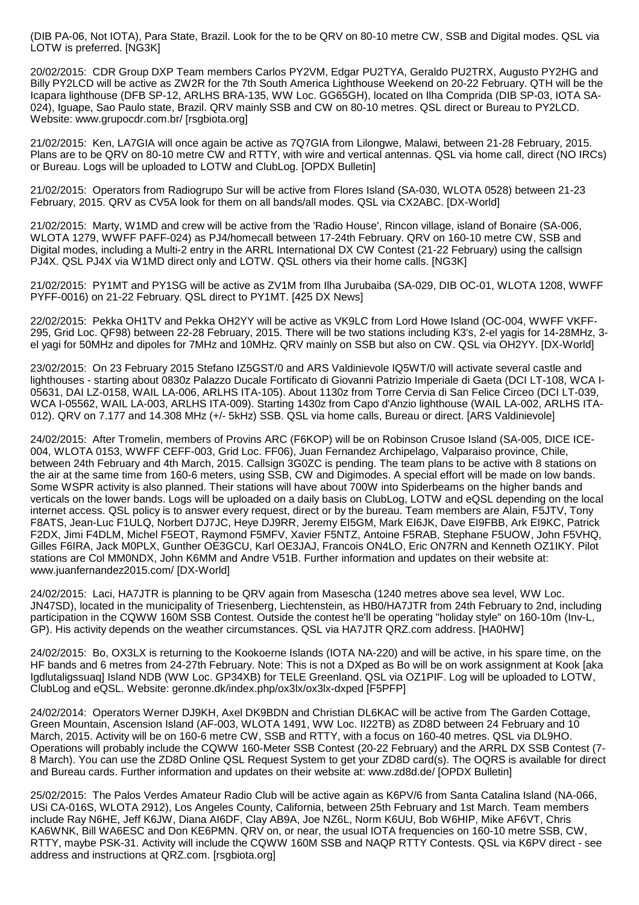(DIB PA-06, Not IOTA), Para State, Brazil. Look for the to be QRV on 80-10 metre CW, SSB and Digital modes. QSL via LOTW is preferred. [NG3K]

20/02/2015: CDR Group DXP Team members Carlos PY2VM, Edgar PU2TYA, Geraldo PU2TRX, Augusto PY2HG and Billy PY2LCD will be active as ZW2R for the 7th South America Lighthouse Weekend on 20-22 February. QTH will be the Icapara lighthouse (DFB SP-12, ARLHS BRA-135, WW Loc. GG65GH), located on Ilha Comprida (DIB SP-03, IOTA SA-024), Iguape, Sao Paulo state, Brazil. QRV mainly SSB and CW on 80-10 metres. QSL direct or Bureau to PY2LCD. Website: www.grupocdr.com.br/ [rsgbiota.org]

21/02/2015: Ken, LA7GIA will once again be active as 7Q7GIA from Lilongwe, Malawi, between 21-28 February, 2015. Plans are to be QRV on 80-10 metre CW and RTTY, with wire and vertical antennas. QSL via home call, direct (NO IRCs) or Bureau. Logs will be uploaded to LOTW and ClubLog. [OPDX Bulletin]

21/02/2015: Operators from Radiogrupo Sur will be active from Flores Island (SA-030, WLOTA 0528) between 21-23 February, 2015. QRV as CV5A look for them on all bands/all modes. QSL via CX2ABC. [DX-World]

21/02/2015: Marty, W1MD and crew will be active from the 'Radio House', Rincon village, island of Bonaire (SA-006, WLOTA 1279, WWFF PAFF-024) as PJ4/homecall between 17-24th February. QRV on 160-10 metre CW, SSB and Digital modes, including a Multi-2 entry in the ARRL International DX CW Contest (21-22 February) using the callsign PJ4X. QSL PJ4X via W1MD direct only and LOTW. QSL others via their home calls. [NG3K]

21/02/2015: PY1MT and PY1SG will be active as ZV1M from Ilha Jurubaiba (SA-029, DIB OC-01, WLOTA 1208, WWFF PYFF-0016) on 21-22 February. QSL direct to PY1MT. [425 DX News]

22/02/2015: Pekka OH1TV and Pekka OH2YY will be active as VK9LC from Lord Howe Island (OC-004, WWFF VKFF-295, Grid Loc. QF98) between 22-28 February, 2015. There will be two stations including K3's, 2-el yagis for 14-28MHz, 3-el yagi for 50MHz and dipoles for 7MHz and 10MHz. QRV mainly on SSB but also on CW. QSL via OH2YY. [DX-World]

23/02/2015: On 23 February 2015 Stefano IZ5GST/0 and ARS Valdinievole IQ5WT/0 will activate several castle and lighthouses - starting about 0830z Palazzo Ducale Fortificato di Giovanni Patrizio Imperiale di Gaeta (DCI LT-108, WCA I-05631, DAI LZ-0158, WAIL LA-006, ARLHS ITA-105). About 1130z from Torre Cervia di San Felice Circeo (DCI LT-039, WCA I-05562, WAIL LA-003, ARLHS ITA-009). Starting 1430z from Capo d'Anzio lighthouse (WAIL LA-002, ARLHS ITA-012). QRV on 7.177 and 14.308 MHz (+/- 5kHz) SSB. QSL via home calls, Bureau or direct. [ARS Valdinievole]

24/02/2015: After Tromelin, members of Provins ARC (F6KOP) will be on Robinson Crusoe Island (SA-005, DICE ICE-004, WLOTA 0153, WWFF CEFF-003, Grid Loc. FF06), Juan Fernandez Archipelago, Valparaiso province, Chile, between 24th February and 4th March, 2015. Callsign 3G0ZC is pending. The team plans to be active with 8 stations on the air at the same time from 160-6 meters, using SSB, CW and Digimodes. A special effort will be made on low bands. Some WSPR activity is also planned. Their stations will have about 700W into Spiderbeams on the higher bands and verticals on the lower bands. Logs will be uploaded on a daily basis on ClubLog, LOTW and eQSL depending on the local internet access. QSL policy is to answer every request, direct or by the bureau. Team members are Alain, F5JTV, Tony F8ATS, Jean-Luc F1ULQ, Norbert DJ7JC, Heye DJ9RR, Jeremy EI5GM, Mark EI6JK, Dave EI9FBB, Ark EI9KC, Patrick F2DX, Jimi F4DLM, Michel F5EOT, Raymond F5MFV, Xavier F5NTZ, Antoine F5RAB, Stephane F5UOW, John F5VHQ, Gilles F6IRA, Jack M0PLX, Gunther OE3GCU, Karl OE3JAJ, Francois ON4LO, Eric ON7RN and Kenneth OZ1IKY. Pilot stations are Col MM0NDX, John K6MM and Andre V51B. Further information and updates on their website at: www.juanfernandez2015.com/ [DX-World]

24/02/2015: Laci, HA7JTR is planning to be QRV again from Masescha (1240 metres above sea level, WW Loc. JN47SD), located in the municipality of Triesenberg, Liechtenstein, as HB0/HA7JTR from 24th February to 2nd, including participation in the CQWW 160M SSB Contest. Outside the contest he'll be operating "holiday style" on 160-10m (Inv-L, GP). His activity depends on the weather circumstances. QSL via HA7JTR QRZ.com address. [HA0HW]

24/02/2015: Bo, OX3LX is returning to the Kookoerne Islands (IOTA NA-220) and will be active, in his spare time, on the HF bands and 6 metres from 24-27th February. Note: This is not a DXped as Bo will be on work assignment at Kook [aka Igdlutaligssuaq] Island NDB (WW Loc. GP34XB) for TELE Greenland. QSL via OZ1PIF. Log will be uploaded to LOTW, ClubLog and eQSL. Website: geronne.dk/index.php/ox3lx/ox3lx-dxped [F5PFP]

24/02/2014: Operators Werner DJ9KH, Axel DK9BDN and Christian DL6KAC will be active from The Garden Cottage, Green Mountain, Ascension Island (AF-003, WLOTA 1491, WW Loc. II22TB) as ZD8D between 24 February and 10 March, 2015. Activity will be on 160-6 metre CW, SSB and RTTY, with a focus on 160-40 metres. QSL via DL9HO. Operations will probably include the CQWW 160-Meter SSB Contest (20-22 February) and the ARRL DX SSB Contest (7-8 March). You can use the ZD8D Online QSL Request System to get your ZD8D card(s). The OQRS is available for direct and Bureau cards. Further information and updates on their website at: www.zd8d.de/ [OPDX Bulletin]

25/02/2015: The Palos Verdes Amateur Radio Club will be active again as K6PV/6 from Santa Catalina Island (NA-066, USi CA-016S, WLOTA 2912), Los Angeles County, California, between 25th February and 1st March. Team members include Ray N6HE, Jeff K6JW, Diana AI6DF, Clay AB9A, Joe NZ6L, Norm K6UU, Bob W6HIP, Mike AF6VT, Chris KA6WNK, Bill WA6ESC and Don KE6PMN. QRV on, or near, the usual IOTA frequencies on 160-10 metre SSB, CW, RTTY, maybe PSK-31. Activity will include the CQWW 160M SSB and NAQP RTTY Contests. QSL via K6PV direct - see address and instructions at QRZ.com. [rsgbiota.org]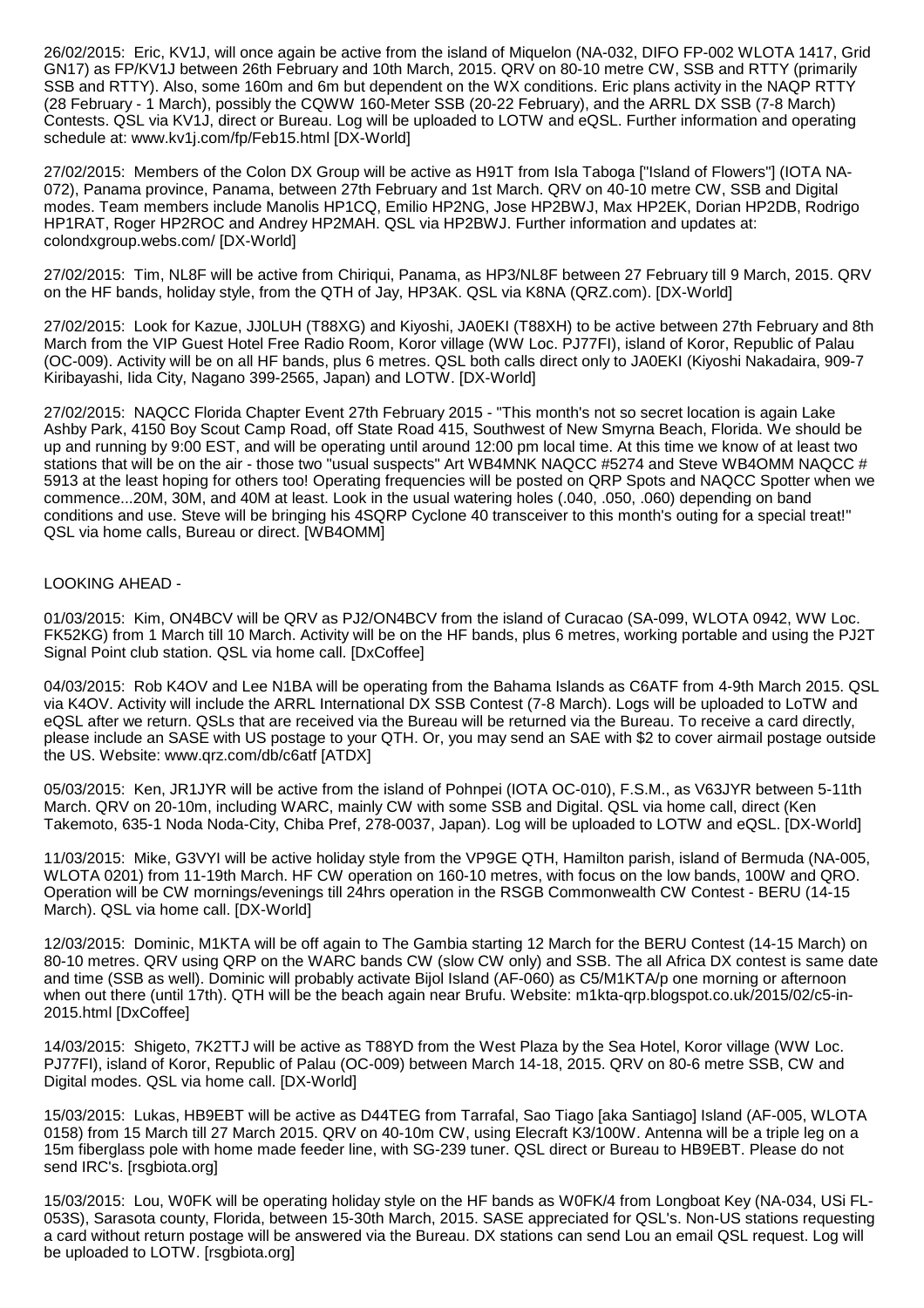26/02/2015: Eric, KV1J, will once again be active from the island of Miquelon (NA-032, DIFO FP-002 WLOTA 1417, Grid GN17) as FP/KV1J between 26th February and 10th March, 2015. QRV on 80-10 metre CW, SSB and RTTY (primarily SSB and RTTY). Also, some 160m and 6m but dependent on the WX conditions. Eric plans activity in the NAQP RTTY (28 February - 1 March), possibly the CQWW 160-Meter SSB (20-22 February), and the ARRL DX SSB (7-8 March) Contests. QSL via KV1J, direct or Bureau. Log will be uploaded to LOTW and eQSL. Further information and operating schedule at: www.kv1j.com/fp/Feb15.html [DX-World]

27/02/2015: Members of the Colon DX Group will be active as H91T from Isla Taboga ["Island of Flowers"] (IOTA NA-072), Panama province, Panama, between 27th February and 1st March. QRV on 40-10 metre CW, SSB and Digital modes. Team members include Manolis HP1CQ, Emilio HP2NG, Jose HP2BWJ, Max HP2EK, Dorian HP2DB, Rodrigo HP1RAT, Roger HP2ROC and Andrey HP2MAH. QSL via HP2BWJ. Further information and updates at: colondxgroup.webs.com/ [DX-World]

27/02/2015: Tim, NL8F will be active from Chiriqui, Panama, as HP3/NL8F between 27 February till 9 March, 2015. QRV on the HF bands, holiday style, from the QTH of Jay, HP3AK. QSL via K8NA (QRZ.com). [DX-World]

27/02/2015: Look for Kazue, JJ0LUH (T88XG) and Kiyoshi, JA0EKI (T88XH) to be active between 27th February and 8th March from the VIP Guest Hotel Free Radio Room, Koror village (WW Loc. PJ77FI), island of Koror, Republic of Palau (OC-009). Activity will be on all HF bands, plus 6 metres. QSL both calls direct only to JA0EKI (Kiyoshi Nakadaira, 909-7 Kiribayashi, Iida City, Nagano 399-2565, Japan) and LOTW. [DX-World]

27/02/2015: NAQCC Florida Chapter Event 27th February 2015 - "This month's not so secret location is again Lake Ashby Park, 4150 Boy Scout Camp Road, off State Road 415, Southwest of New Smyrna Beach, Florida. We should be up and running by 9:00 EST, and will be operating until around 12:00 pm local time. At this time we know of at least two stations that will be on the air - those two "usual suspects" Art WB4MNK NAQCC #5274 and Steve WB4OMM NAQCC # 5913 at the least hoping for others too! Operating frequencies will be posted on QRP Spots and NAQCC Spotter when we commence...20M, 30M, and 40M at least. Look in the usual watering holes (.040, .050, .060) depending on band conditions and use. Steve will be bringing his 4SQRP Cyclone 40 transceiver to this month's outing for a special treat!" QSL via home calls, Bureau or direct. [WB4OMM]

LOOKING AHEAD -

01/03/2015: Kim, ON4BCV will be QRV as PJ2/ON4BCV from the island of Curacao (SA-099, WLOTA 0942, WW Loc. FK52KG) from 1 March till 10 March. Activity will be on the HF bands, plus 6 metres, working portable and using the PJ2T Signal Point club station. QSL via home call. [DxCoffee]

04/03/2015: Rob K4OV and Lee N1BA will be operating from the Bahama Islands as C6ATF from 4-9th March 2015. QSL via K4OV. Activity will include the ARRL International DX SSB Contest (7-8 March). Logs will be uploaded to LoTW and eQSL after we return. QSLs that are received via the Bureau will be returned via the Bureau. To receive a card directly, please include an SASE with US postage to your QTH. Or, you may send an SAE with $2 to cover airmail postage outside the US. Website: www.qrz.com/db/c6atf [ATDX]

05/03/2015: Ken, JR1JYR will be active from the island of Pohnpei (IOTA OC-010), F.S.M., as V63JYR between 5-11th March. QRV on 20-10m, including WARC, mainly CW with some SSB and Digital. QSL via home call, direct (Ken Takemoto, 635-1 Noda Noda-City, Chiba Pref, 278-0037, Japan). Log will be uploaded to LOTW and eQSL. [DX-World]

11/03/2015: Mike, G3VYI will be active holiday style from the VP9GE QTH, Hamilton parish, island of Bermuda (NA-005, WLOTA 0201) from 11-19th March. HF CW operation on 160-10 metres, with focus on the low bands, 100W and QRO. Operation will be CW mornings/evenings till 24hrs operation in the RSGB Commonwealth CW Contest - BERU (14-15 March). QSL via home call. [DX-World]

12/03/2015: Dominic, M1KTA will be off again to The Gambia starting 12 March for the BERU Contest (14-15 March) on 80-10 metres. QRV using QRP on the WARC bands CW (slow CW only) and SSB. The all Africa DX contest is same date and time (SSB as well). Dominic will probably activate Bijol Island (AF-060) as C5/M1KTA/p one morning or afternoon when out there (until 17th). QTH will be the beach again near Brufu. Website: m1kta-qrp.blogspot.co.uk/2015/02/c5-in-2015.html [DxCoffee]

14/03/2015: Shigeto, 7K2TTJ will be active as T88YD from the West Plaza by the Sea Hotel, Koror village (WW Loc. PJ77FI), island of Koror, Republic of Palau (OC-009) between March 14-18, 2015. QRV on 80-6 metre SSB, CW and Digital modes. QSL via home call. [DX-World]

15/03/2015: Lukas, HB9EBT will be active as D44TEG from Tarrafal, Sao Tiago [aka Santiago] Island (AF-005, WLOTA 0158) from 15 March till 27 March 2015. QRV on 40-10m CW, using Elecraft K3/100W. Antenna will be a triple leg on a 15m fiberglass pole with home made feeder line, with SG-239 tuner. QSL direct or Bureau to HB9EBT. Please do not send IRC's. [rsgbiota.org]

15/03/2015: Lou, W0FK will be operating holiday style on the HF bands as W0FK/4 from Longboat Key (NA-034, USi FL-053S), Sarasota county, Florida, between 15-30th March, 2015. SASE appreciated for QSL's. Non-US stations requesting a card without return postage will be answered via the Bureau. DX stations can send Lou an email QSL request. Log will be uploaded to LOTW. [rsgbiota.org]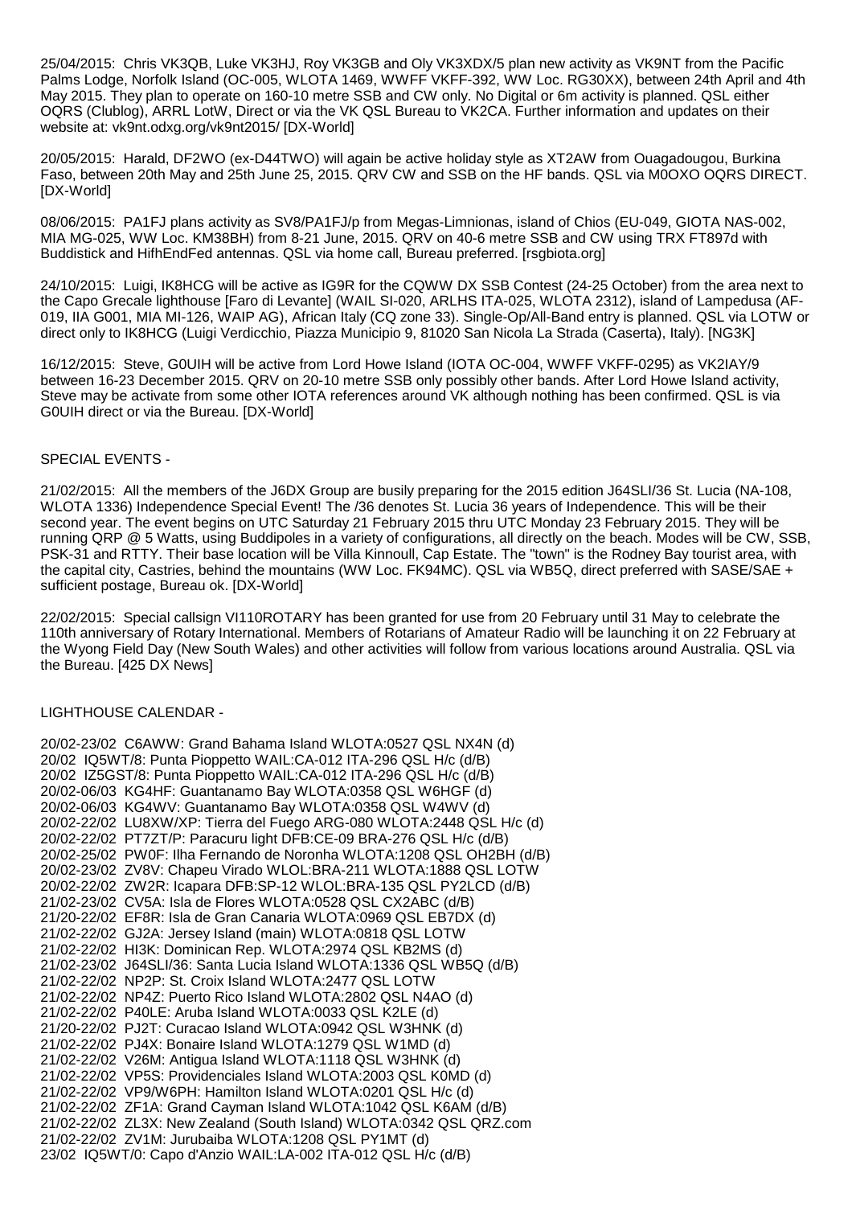25/04/2015: Chris VK3QB, Luke VK3HJ, Roy VK3GB and Oly VK3XDX/5 plan new activity as VK9NT from the Pacific Palms Lodge, Norfolk Island (OC-005, WLOTA 1469, WWFF VKFF-392, WW Loc. RG30XX), between 24th April and 4th May 2015. They plan to operate on 160-10 metre SSB and CW only. No Digital or 6m activity is planned. QSL either OQRS (Clublog), ARRL LotW, Direct or via the VK QSL Bureau to VK2CA. Further information and updates on their website at: vk9nt.odxg.org/vk9nt2015/ [DX-World]

20/05/2015: Harald, DF2WO (ex-D44TWO) will again be active holiday style as XT2AW from Ouagadougou, Burkina Faso, between 20th May and 25th June 25, 2015. QRV CW and SSB on the HF bands. QSL via M0OXO OQRS DIRECT. [DX-World]

08/06/2015: PA1FJ plans activity as SV8/PA1FJ/p from Megas-Limnionas, island of Chios (EU-049, GIOTA NAS-002, MIA MG-025, WW Loc. KM38BH) from 8-21 June, 2015. QRV on 40-6 metre SSB and CW using TRX FT897d with Buddistick and HifhEndFed antennas. QSL via home call, Bureau preferred. [rsgbiota.org]

24/10/2015: Luigi, IK8HCG will be active as IG9R for the CQWW DX SSB Contest (24-25 October) from the area next to the Capo Grecale lighthouse [Faro di Levante] (WAIL SI-020, ARLHS ITA-025, WLOTA 2312), island of Lampedusa (AF-019, IIA G001, MIA MI-126, WAIP AG), African Italy (CQ zone 33). Single-Op/All-Band entry is planned. QSL via LOTW or direct only to IK8HCG (Luigi Verdicchio, Piazza Municipio 9, 81020 San Nicola La Strada (Caserta), Italy). [NG3K]

16/12/2015: Steve, G0UIH will be active from Lord Howe Island (IOTA OC-004, WWFF VKFF-0295) as VK2IAY/9 between 16-23 December 2015. QRV on 20-10 metre SSB only possibly other bands. After Lord Howe Island activity, Steve may be activate from some other IOTA references around VK although nothing has been confirmed. QSL is via G0UIH direct or via the Bureau. [DX-World]

SPECIAL EVENTS -

21/02/2015: All the members of the J6DX Group are busily preparing for the 2015 edition J64SLI/36 St. Lucia (NA-108, WLOTA 1336) Independence Special Event! The /36 denotes St. Lucia 36 years of Independence. This will be their second year. The event begins on UTC Saturday 21 February 2015 thru UTC Monday 23 February 2015. They will be running QRP @ 5 Watts, using Buddipoles in a variety of configurations, all directly on the beach. Modes will be CW, SSB, PSK-31 and RTTY. Their base location will be Villa Kinnoull, Cap Estate. The "town" is the Rodney Bay tourist area, with the capital city, Castries, behind the mountains (WW Loc. FK94MC). QSL via WB5Q, direct preferred with SASE/SAE + sufficient postage, Bureau ok. [DX-World]

22/02/2015: Special callsign VI110ROTARY has been granted for use from 20 February until 31 May to celebrate the 110th anniversary of Rotary International. Members of Rotarians of Amateur Radio will be launching it on 22 February at the Wyong Field Day (New South Wales) and other activities will follow from various locations around Australia. QSL via the Bureau. [425 DX News]

LIGHTHOUSE CALENDAR -

20/02-23/02 C6AWW: Grand Bahama Island WLOTA:0527 QSL NX4N (d)  
20/02 IQ5WT/8: Punta Pioppetto WAIL:CA-012 ITA-296 QSL H/c (d/B)  
20/02 IZ5GST/8: Punta Pioppetto WAIL:CA-012 ITA-296 QSL H/c (d/B)  
20/02-06/03 KG4HF: Guantanamo Bay WLOTA:0358 QSL W6HGF (d)  
20/02-06/03 KG4WV: Guantanamo Bay WLOTA:0358 QSL W4WV (d)  
20/02-22/02 LU8XW/XP: Tierra del Fuego ARG-080 WLOTA:2448 QSL H/c (d)  
20/02-22/02 PT7ZT/P: Paracuru light DFB:CE-09 BRA-276 QSL H/c (d/B)  
20/02-25/02 PW0F: Ilha Fernando de Noronha WLOTA:1208 QSL OH2BH (d/B)  
20/02-23/02 ZV8V: Chapeu Virado WLOL:BRA-211 WLOTA:1888 QSL LOTW  
20/02-22/02 ZW2R: Icapara DFB:SP-12 WLOL:BRA-135 QSL PY2LCD (d/B)  
21/02-23/02 CV5A: Isla de Flores WLOTA:0528 QSL CX2ABC (d/B)  
21/20-22/02 EF8R: Isla de Gran Canaria WLOTA:0969 QSL EB7DX (d)  
21/02-22/02 GJ2A: Jersey Island (main) WLOTA:0818 QSL LOTW  
21/02-22/02 HI3K: Dominican Rep. WLOTA:2974 QSL KB2MS (d)  
21/02-23/02 J64SLI/36: Santa Lucia Island WLOTA:1336 QSL WB5Q (d/B)  
21/02-22/02 NP2P: St. Croix Island WLOTA:2477 QSL LOTW  
21/02-22/02 NP4Z: Puerto Rico Island WLOTA:2802 QSL N4AO (d)  
21/02-22/02 P40LE: Aruba Island WLOTA:0033 QSL K2LE (d)  
21/20-22/02 PJ2T: Curacao Island WLOTA:0942 QSL W3HNK (d)  
21/02-22/02 PJ4X: Bonaire Island WLOTA:1279 QSL W1MD (d)  
21/02-22/02 V26M: Antigua Island WLOTA:1118 QSL W3HNK (d)  
21/02-22/02 VP5S: Providenciales Island WLOTA:2003 QSL K0MD (d)  
21/02-22/02 VP9/W6PH: Hamilton Island WLOTA:0201 QSL H/c (d)  
21/02-22/02 ZF1A: Grand Cayman Island WLOTA:1042 QSL K6AM (d/B)  
21/02-22/02 ZL3X: New Zealand (South Island) WLOTA:0342 QSL QRZ.com  
21/02-22/02 ZV1M: Jurubaiba WLOTA:1208 QSL PY1MT (d)  
23/02 IQ5WT/0: Capo d'Anzio WAIL:LA-002 ITA-012 QSL H/c (d/B)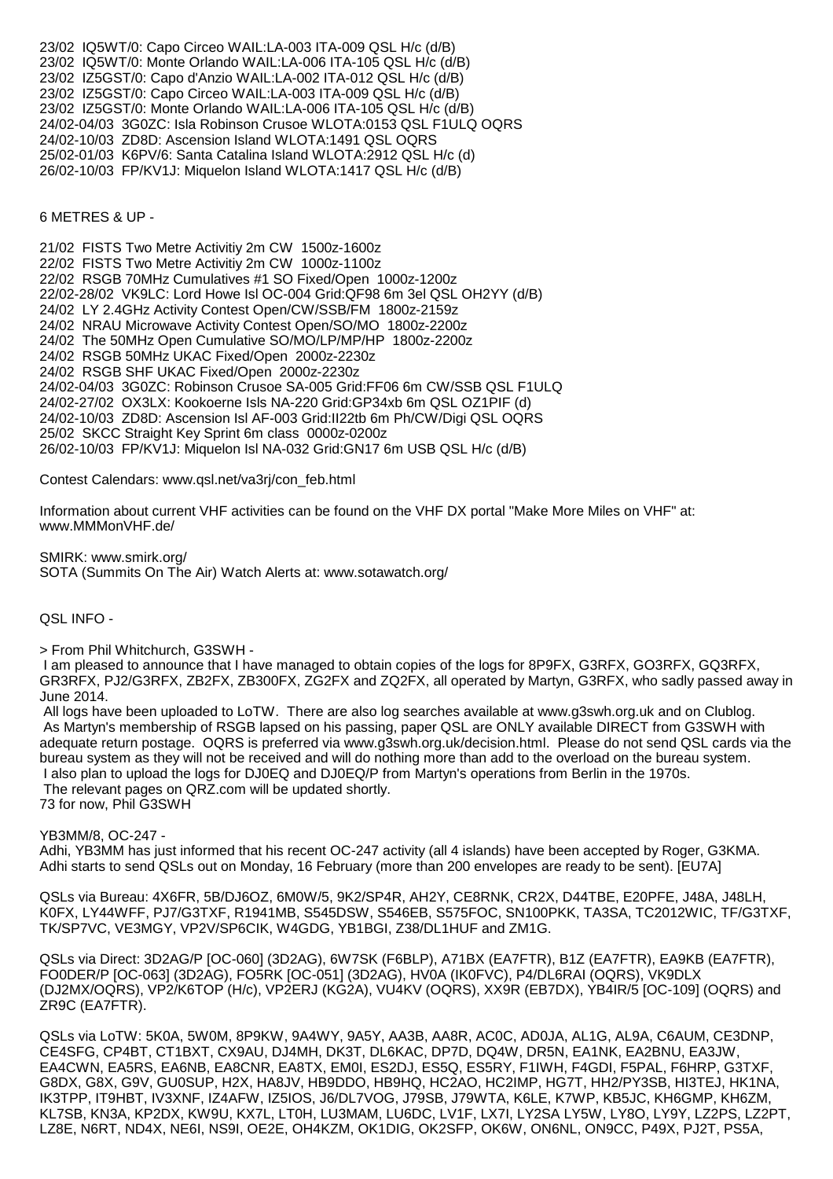23/02 IQ5WT/0: Capo Circeo WAIL:LA-003 ITA-009 QSL H/c (d/B)
23/02 IQ5WT/0: Monte Orlando WAIL:LA-006 ITA-105 QSL H/c (d/B)
23/02 IZ5GST/0: Capo d'Anzio WAIL:LA-002 ITA-012 QSL H/c (d/B)
23/02 IZ5GST/0: Capo Circeo WAIL:LA-003 ITA-009 QSL H/c (d/B)
23/02 IZ5GST/0: Monte Orlando WAIL:LA-006 ITA-105 QSL H/c (d/B)
24/02-04/03 3G0ZC: Isla Robinson Crusoe WLOTA:0153 QSL F1ULQ OQRS
24/02-10/03 ZD8D: Ascension Island WLOTA:1491 QSL OQRS
25/02-01/03 K6PV/6: Santa Catalina Island WLOTA:2912 QSL H/c (d)
26/02-10/03 FP/KV1J: Miquelon Island WLOTA:1417 QSL H/c (d/B)

6 METRES & UP -

21/02 FISTS Two Metre Activitiy 2m CW 1500z-1600z
22/02 FISTS Two Metre Activitiy 2m CW 1000z-1100z
22/02 RSGB 70MHz Cumulatives #1 SO Fixed/Open 1000z-1200z
22/02-28/02 VK9LC: Lord Howe Isl OC-004 Grid:QF98 6m 3el QSL OH2YY (d/B)
24/02 LY 2.4GHz Activity Contest Open/CW/SSB/FM 1800z-2159z
24/02 NRAU Microwave Activity Contest Open/SO/MO 1800z-2200z
24/02 The 50MHz Open Cumulative SO/MO/LP/MP/HP 1800z-2200z
24/02 RSGB 50MHz UKAC Fixed/Open 2000z-2230z
24/02 RSGB SHF UKAC Fixed/Open 2000z-2230z
24/02-04/03 3G0ZC: Robinson Crusoe SA-005 Grid:FF06 6m CW/SSB QSL F1ULQ
24/02-27/02 OX3LX: Kookoerne Isls NA-220 Grid:GP34xb 6m QSL OZ1PIF (d)
24/02-10/03 ZD8D: Ascension Isl AF-003 Grid:II22tb 6m Ph/CW/Digi QSL OQRS
25/02 SKCC Straight Key Sprint 6m class 0000z-0200z
26/02-10/03 FP/KV1J: Miquelon Isl NA-032 Grid:GN17 6m USB QSL H/c (d/B)

Contest Calendars: www.qsl.net/va3rj/con_feb.html

Information about current VHF activities can be found on the VHF DX portal "Make More Miles on VHF" at: www.MMMonVHF.de/

SMIRK: www.smirk.org/
SOTA (Summits On The Air) Watch Alerts at: www.sotawatch.org/

QSL INFO -

> From Phil Whitchurch, G3SWH -
I am pleased to announce that I have managed to obtain copies of the logs for 8P9FX, G3RFX, GO3RFX, GQ3RFX, GR3RFX, PJ2/G3RFX, ZB2FX, ZB300FX, ZG2FX and ZQ2FX, all operated by Martyn, G3RFX, who sadly passed away in June 2014.
All logs have been uploaded to LoTW. There are also log searches available at www.g3swh.org.uk and on Clublog. As Martyn's membership of RSGB lapsed on his passing, paper QSL are ONLY available DIRECT from G3SWH with adequate return postage. OQRS is preferred via www.g3swh.org.uk/decision.html. Please do not send QSL cards via the bureau system as they will not be received and will do nothing more than add to the overload on the bureau system.
I also plan to upload the logs for DJ0EQ and DJ0EQ/P from Martyn's operations from Berlin in the 1970s.
The relevant pages on QRZ.com will be updated shortly.
73 for now, Phil G3SWH

YB3MM/8, OC-247 -
Adhi, YB3MM has just informed that his recent OC-247 activity (all 4 islands) have been accepted by Roger, G3KMA. Adhi starts to send QSLs out on Monday, 16 February (more than 200 envelopes are ready to be sent). [EU7A]

QSLs via Bureau: 4X6FR, 5B/DJ6OZ, 6M0W/5, 9K2/SP4R, AH2Y, CE8RNK, CR2X, D44TBE, E20PFE, J48A, J48LH, K0FX, LY44WFF, PJ7/G3TXF, R1941MB, S545DSW, S546EB, S575FOC, SN100PKK, TA3SA, TC2012WIC, TF/G3TXF, TK/SP7VC, VE3MGY, VP2V/SP6CIK, W4GDG, YB1BGI, Z38/DL1HUF and ZM1G.

QSLs via Direct: 3D2AG/P [OC-060] (3D2AG), 6W7SK (F6BLP), A71BX (EA7FTR), B1Z (EA7FTR), EA9KB (EA7FTR), FO0DER/P [OC-063] (3D2AG), FO5RK [OC-051] (3D2AG), HV0A (IK0FVC), P4/DL6RAI (OQRS), VK9DLX (DJ2MX/OQRS), VP2/K6TOP (H/c), VP2ERJ (KG2A), VU4KV (OQRS), XX9R (EB7DX), YB4IR/5 [OC-109] (OQRS) and ZR9C (EA7FTR).

QSLs via LoTW: 5K0A, 5W0M, 8P9KW, 9A4WY, 9A5Y, AA3B, AA8R, AC0C, AD0JA, AL1G, AL9A, C6AUM, CE3DNP, CE4SFG, CP4BT, CT1BXT, CX9AU, DJ4MH, DK3T, DL6KAC, DP7D, DQ4W, DR5N, EA1NK, EA2BNU, EA3JW, EA4CWN, EA5RS, EA6NB, EA8CNR, EA8TX, EM0I, ES2DJ, ES5Q, ES5RY, F1IWH, F4GDI, F5PAL, F6HRP, G3TXF, G8DX, G8X, G9V, GU0SUP, H2X, HA8JV, HB9DDO, HB9HQ, HC2AO, HC2IMP, HG7T, HH2/PY3SB, HI3TEJ, HK1NA, IK3TPP, IT9HBT, IV3XNF, IZ4AFW, IZ5IOS, J6/DL7VOG, J79SB, J79WTA, K6LE, K7WP, KB5JC, KH6GMP, KH6ZM, KL7SB, KN3A, KP2DX, KW9U, KX7L, LT0H, LU3MAM, LU6DC, LV1F, LX7I, LY2SA LY5W, LY8O, LY9Y, LZ2PS, LZ2PT, LZ8E, N6RT, ND4X, NE6I, NS9I, OE2E, OH4KZM, OK1DIG, OK2SFP, OK6W, ON6NL, ON9CC, P49X, PJ2T, PS5A,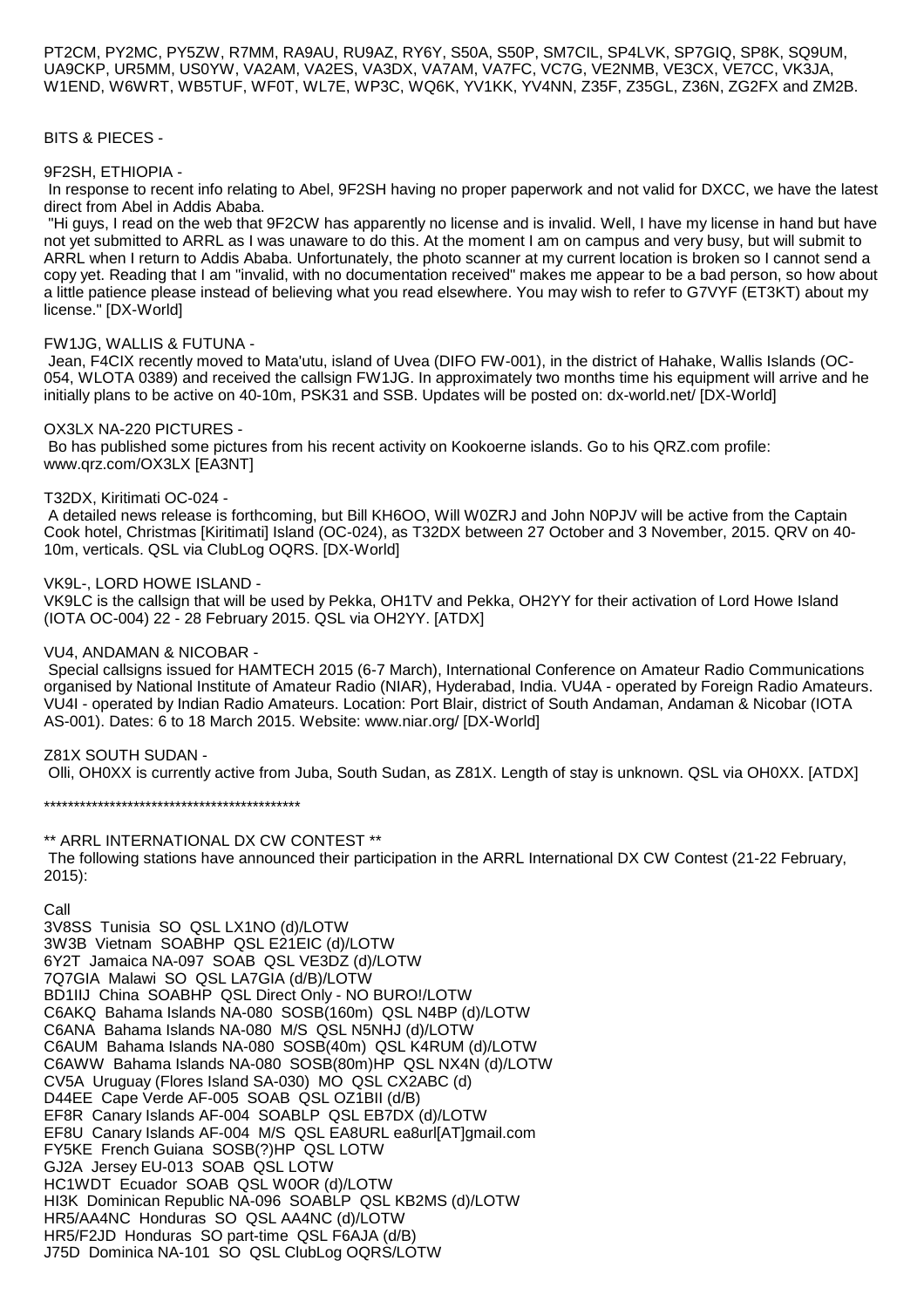PT2CM, PY2MC, PY5ZW, R7MM, RA9AU, RU9AZ, RY6Y, S50A, S50P, SM7CIL, SP4LVK, SP7GIQ, SP8K, SQ9UM, UA9CKP, UR5MM, US0YW, VA2AM, VA2ES, VA3DX, VA7AM, VA7FC, VC7G, VE2NMB, VE3CX, VE7CC, VK3JA, W1END, W6WRT, WB5TUF, WF0T, WL7E, WP3C, WQ6K, YV1KK, YV4NN, Z35F, Z35GL, Z36N, ZG2FX and ZM2B.

BITS & PIECES -

9F2SH, ETHIOPIA -

In response to recent info relating to Abel, 9F2SH having no proper paperwork and not valid for DXCC, we have the latest direct from Abel in Addis Ababa.

"Hi guys, I read on the web that 9F2CW has apparently no license and is invalid. Well, I have my license in hand but have not yet submitted to ARRL as I was unaware to do this. At the moment I am on campus and very busy, but will submit to ARRL when I return to Addis Ababa. Unfortunately, the photo scanner at my current location is broken so I cannot send a copy yet. Reading that I am "invalid, with no documentation received" makes me appear to be a bad person, so how about a little patience please instead of believing what you read elsewhere. You may wish to refer to G7VYF (ET3KT) about my license." [DX-World]

FW1JG, WALLIS & FUTUNA -

Jean, F4CIX recently moved to Mata'utu, island of Uvea (DIFO FW-001), in the district of Hahake, Wallis Islands (OC-054, WLOTA 0389) and received the callsign FW1JG. In approximately two months time his equipment will arrive and he initially plans to be active on 40-10m, PSK31 and SSB. Updates will be posted on: dx-world.net/ [DX-World]

OX3LX NA-220 PICTURES -

Bo has published some pictures from his recent activity on Kookoerne islands. Go to his QRZ.com profile: www.qrz.com/OX3LX [EA3NT]

T32DX, Kiritimati OC-024 -

A detailed news release is forthcoming, but Bill KH6OO, Will W0ZRJ and John N0PJV will be active from the Captain Cook hotel, Christmas [Kiritimati] Island (OC-024), as T32DX between 27 October and 3 November, 2015. QRV on 40-10m, verticals. QSL via ClubLog OQRS. [DX-World]

VK9L-, LORD HOWE ISLAND -

VK9LC is the callsign that will be used by Pekka, OH1TV and Pekka, OH2YY for their activation of Lord Howe Island (IOTA OC-004) 22 - 28 February 2015. QSL via OH2YY. [ATDX]

VU4, ANDAMAN & NICOBAR -

Special callsigns issued for HAMTECH 2015 (6-7 March), International Conference on Amateur Radio Communications organised by National Institute of Amateur Radio (NIAR), Hyderabad, India. VU4A - operated by Foreign Radio Amateurs. VU4I - operated by Indian Radio Amateurs. Location: Port Blair, district of South Andaman, Andaman & Nicobar (IOTA AS-001). Dates: 6 to 18 March 2015. Website: www.niar.org/ [DX-World]

Z81X SOUTH SUDAN -

Olli, OH0XX is currently active from Juba, South Sudan, as Z81X. Length of stay is unknown. QSL via OH0XX. [ATDX]

********************************************

** ARRL INTERNATIONAL DX CW CONTEST **

The following stations have announced their participation in the ARRL International DX CW Contest (21-22 February, 2015):

Call
3V8SS  Tunisia  SO  QSL LX1NO (d)/LOTW
3W3B  Vietnam  SOABHP  QSL E21EIC (d)/LOTW
6Y2T  Jamaica NA-097  SOAB  QSL VE3DZ (d)/LOTW
7Q7GIA  Malawi  SO  QSL LA7GIA (d/B)/LOTW
BD1IIJ  China  SOABHP  QSL Direct Only - NO BURO!/LOTW
C6AKQ  Bahama Islands NA-080  SOSB(160m)  QSL N4BP (d)/LOTW
C6ANA  Bahama Islands NA-080  M/S  QSL N5NHJ (d)/LOTW
C6AUM  Bahama Islands NA-080  SOSB(40m)  QSL K4RUM (d)/LOTW
C6AWW  Bahama Islands NA-080  SOSB(80m)HP  QSL NX4N (d)/LOTW
CV5A  Uruguay (Flores Island SA-030)  MO  QSL CX2ABC (d)
D44EE  Cape Verde AF-005  SOAB  QSL OZ1BII (d/B)
EF8R  Canary Islands AF-004  SOABLP  QSL EB7DX (d)/LOTW
EF8U  Canary Islands AF-004  M/S  QSL EA8URL ea8url[AT]gmail.com
FY5KE  French Guiana  SOSB(?)HP  QSL LOTW
GJ2A  Jersey EU-013  SOAB  QSL LOTW
HC1WDT  Ecuador  SOAB  QSL W0OR (d)/LOTW
HI3K  Dominican Republic NA-096  SOABLP  QSL KB2MS (d)/LOTW
HR5/AA4NC  Honduras  SO  QSL AA4NC (d)/LOTW
HR5/F2JD  Honduras  SO part-time  QSL F6AJA (d/B)
J75D  Dominica NA-101  SO  QSL ClubLog OQRS/LOTW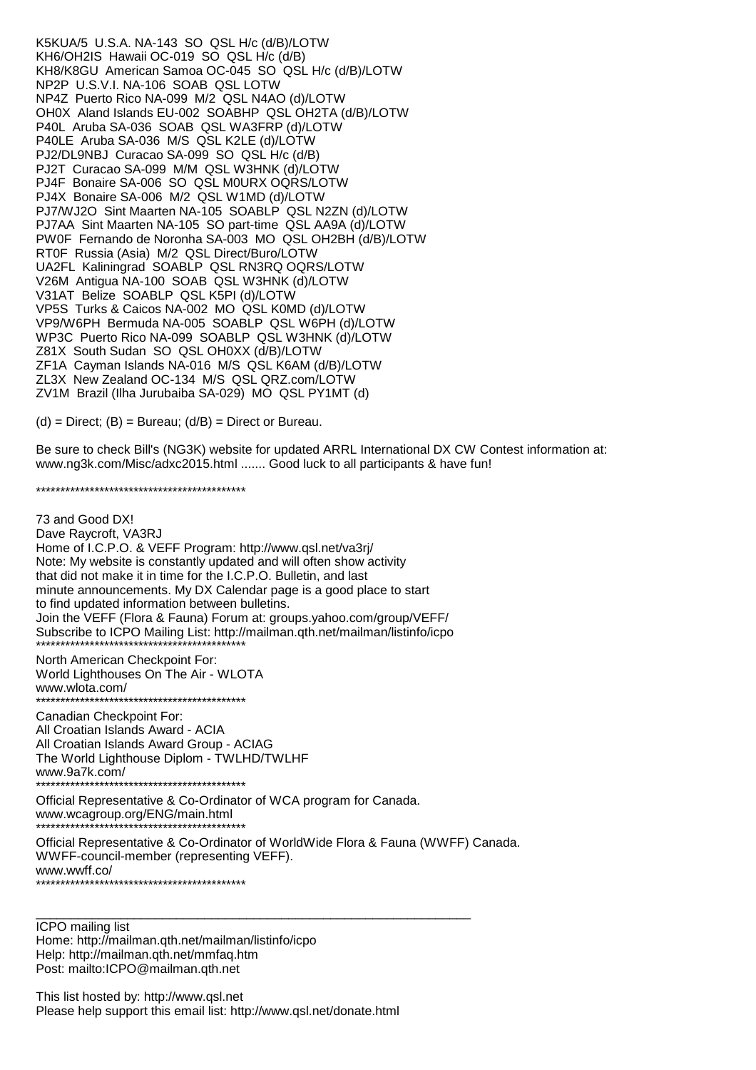K5KUA/5 U.S.A. NA-143 SO QSL H/c (d/B)/LOTW
KH6/OH2IS Hawaii OC-019 SO QSL H/c (d/B)
KH8/K8GU American Samoa OC-045 SO QSL H/c (d/B)/LOTW
NP2P U.S.V.I. NA-106 SOAB QSL LOTW
NP4Z Puerto Rico NA-099 M/2 QSL N4AO (d)/LOTW
OH0X Aland Islands EU-002 SOABHP QSL OH2TA (d/B)/LOTW
P40L Aruba SA-036 SOAB QSL WA3FRP (d)/LOTW
P40LE Aruba SA-036 M/S QSL K2LE (d)/LOTW
PJ2/DL9NBJ Curacao SA-099 SO QSL H/c (d/B)
PJ2T Curacao SA-099 M/M QSL W3HNK (d)/LOTW
PJ4F Bonaire SA-006 SO QSL M0URX OQRS/LOTW
PJ4X Bonaire SA-006 M/2 QSL W1MD (d)/LOTW
PJ7/WJ2O Sint Maarten NA-105 SOABLP QSL N2ZN (d)/LOTW
PJ7AA Sint Maarten NA-105 SO part-time QSL AA9A (d)/LOTW
PW0F Fernando de Noronha SA-003 MO QSL OH2BH (d/B)/LOTW
RT0F Russia (Asia) M/2 QSL Direct/Buro/LOTW
UA2FL Kaliningrad SOABLP QSL RN3RQ OQRS/LOTW
V26M Antigua NA-100 SOAB QSL W3HNK (d)/LOTW
V31AT Belize SOABLP QSL K5PI (d)/LOTW
VP5S Turks & Caicos NA-002 MO QSL K0MD (d)/LOTW
VP9/W6PH Bermuda NA-005 SOABLP QSL W6PH (d)/LOTW
WP3C Puerto Rico NA-099 SOABLP QSL W3HNK (d)/LOTW
Z81X South Sudan SO QSL OH0XX (d/B)/LOTW
ZF1A Cayman Islands NA-016 M/S QSL K6AM (d/B)/LOTW
ZL3X New Zealand OC-134 M/S QSL QRZ.com/LOTW
ZV1M Brazil (Ilha Jurubaiba SA-029) MO QSL PY1MT (d)

(d) = Direct; (B) = Bureau; (d/B) = Direct or Bureau.

Be sure to check Bill's (NG3K) website for updated ARRL International DX CW Contest information at: www.ng3k.com/Misc/adxc2015.html ....... Good luck to all participants & have fun!

*******************************************

73 and Good DX!
Dave Raycroft, VA3RJ
Home of I.C.P.O. & VEFF Program: http://www.qsl.net/va3rj/
Note: My website is constantly updated and will often show activity
that did not make it in time for the I.C.P.O. Bulletin, and last
minute announcements. My DX Calendar page is a good place to start
to find updated information between bulletins.
Join the VEFF (Flora & Fauna) Forum at: groups.yahoo.com/group/VEFF/
Subscribe to ICPO Mailing List: http://mailman.qth.net/mailman/listinfo/icpo
*******************************************
North American Checkpoint For:
World Lighthouses On The Air - WLOTA
www.wlota.com/
*******************************************
Canadian Checkpoint For:
All Croatian Islands Award - ACIA
All Croatian Islands Award Group - ACIAG
The World Lighthouse Diplom - TWLHD/TWLHF
www.9a7k.com/
*******************************************
Official Representative & Co-Ordinator of WCA program for Canada.
www.wcagroup.org/ENG/main.html
*******************************************
Official Representative & Co-Ordinator of WorldWide Flora & Fauna (WWFF) Canada.
WWFF-council-member (representing VEFF).
www.wwff.co/
*******************************************

---

ICPO mailing list
Home: http://mailman.qth.net/mailman/listinfo/icpo
Help: http://mailman.qth.net/mmfaq.htm
Post: mailto:ICPO@mailman.qth.net

This list hosted by: http://www.qsl.net
Please help support this email list: http://www.qsl.net/donate.html